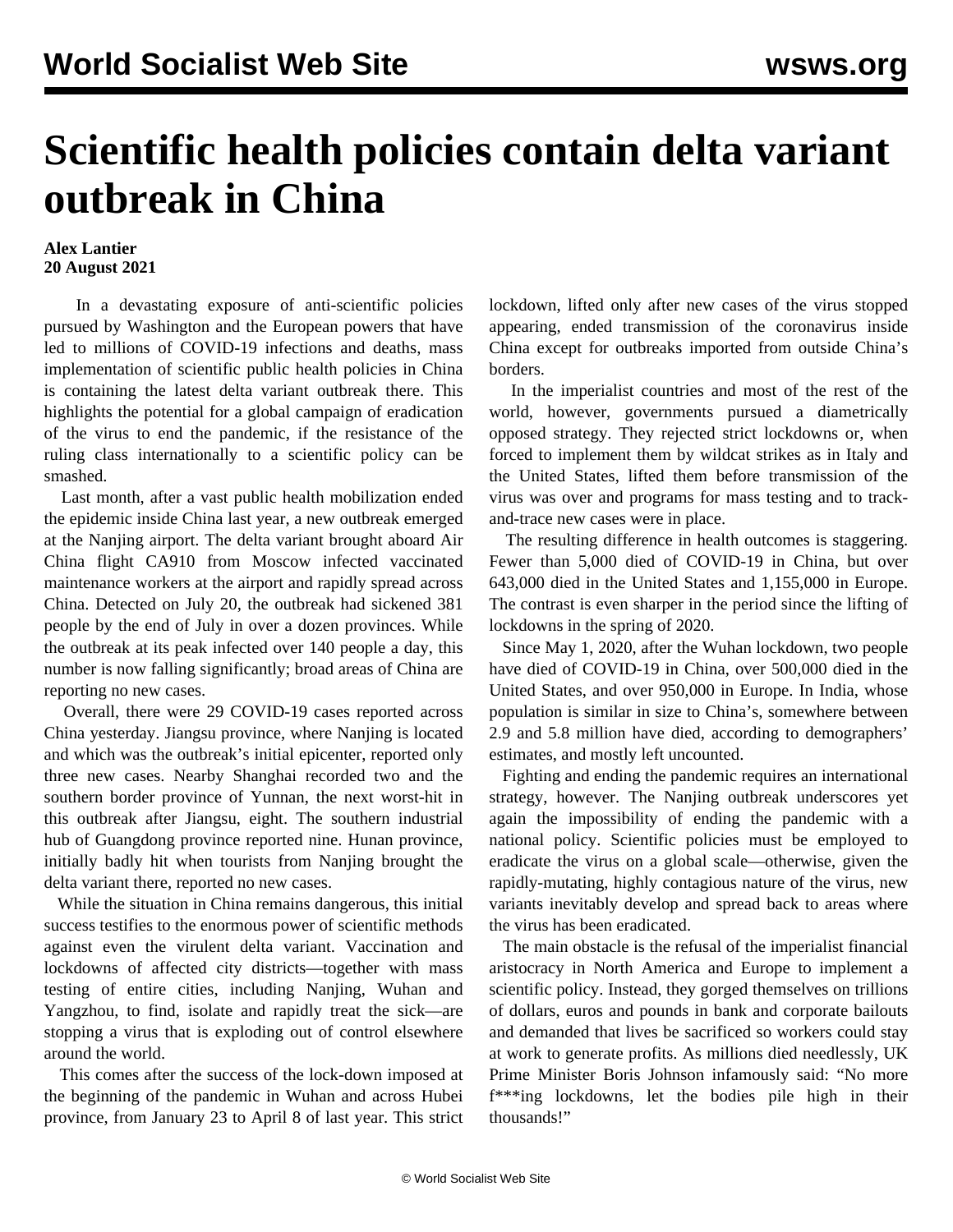# Scientific health policies contain delta variant outbreak in China

**Alex Lantier**
**20 August 2021**

In a devastating exposure of anti-scientific policies pursued by Washington and the European powers that have led to millions of COVID-19 infections and deaths, mass implementation of scientific public health policies in China is containing the latest delta variant outbreak there. This highlights the potential for a global campaign of eradication of the virus to end the pandemic, if the resistance of the ruling class internationally to a scientific policy can be smashed.

Last month, after a vast public health mobilization ended the epidemic inside China last year, a new outbreak emerged at the Nanjing airport. The delta variant brought aboard Air China flight CA910 from Moscow infected vaccinated maintenance workers at the airport and rapidly spread across China. Detected on July 20, the outbreak had sickened 381 people by the end of July in over a dozen provinces. While the outbreak at its peak infected over 140 people a day, this number is now falling significantly; broad areas of China are reporting no new cases.

Overall, there were 29 COVID-19 cases reported across China yesterday. Jiangsu province, where Nanjing is located and which was the outbreak's initial epicenter, reported only three new cases. Nearby Shanghai recorded two and the southern border province of Yunnan, the next worst-hit in this outbreak after Jiangsu, eight. The southern industrial hub of Guangdong province reported nine. Hunan province, initially badly hit when tourists from Nanjing brought the delta variant there, reported no new cases.

While the situation in China remains dangerous, this initial success testifies to the enormous power of scientific methods against even the virulent delta variant. Vaccination and lockdowns of affected city districts—together with mass testing of entire cities, including Nanjing, Wuhan and Yangzhou, to find, isolate and rapidly treat the sick—are stopping a virus that is exploding out of control elsewhere around the world.

This comes after the success of the lock-down imposed at the beginning of the pandemic in Wuhan and across Hubei province, from January 23 to April 8 of last year. This strict lockdown, lifted only after new cases of the virus stopped appearing, ended transmission of the coronavirus inside China except for outbreaks imported from outside China's borders.

In the imperialist countries and most of the rest of the world, however, governments pursued a diametrically opposed strategy. They rejected strict lockdowns or, when forced to implement them by wildcat strikes as in Italy and the United States, lifted them before transmission of the virus was over and programs for mass testing and to track-and-trace new cases were in place.

The resulting difference in health outcomes is staggering. Fewer than 5,000 died of COVID-19 in China, but over 643,000 died in the United States and 1,155,000 in Europe. The contrast is even sharper in the period since the lifting of lockdowns in the spring of 2020.

Since May 1, 2020, after the Wuhan lockdown, two people have died of COVID-19 in China, over 500,000 died in the United States, and over 950,000 in Europe. In India, whose population is similar in size to China's, somewhere between 2.9 and 5.8 million have died, according to demographers' estimates, and mostly left uncounted.

Fighting and ending the pandemic requires an international strategy, however. The Nanjing outbreak underscores yet again the impossibility of ending the pandemic with a national policy. Scientific policies must be employed to eradicate the virus on a global scale—otherwise, given the rapidly-mutating, highly contagious nature of the virus, new variants inevitably develop and spread back to areas where the virus has been eradicated.

The main obstacle is the refusal of the imperialist financial aristocracy in North America and Europe to implement a scientific policy. Instead, they gorged themselves on trillions of dollars, euros and pounds in bank and corporate bailouts and demanded that lives be sacrificed so workers could stay at work to generate profits. As millions died needlessly, UK Prime Minister Boris Johnson infamously said: "No more f***ing lockdowns, let the bodies pile high in their thousands!"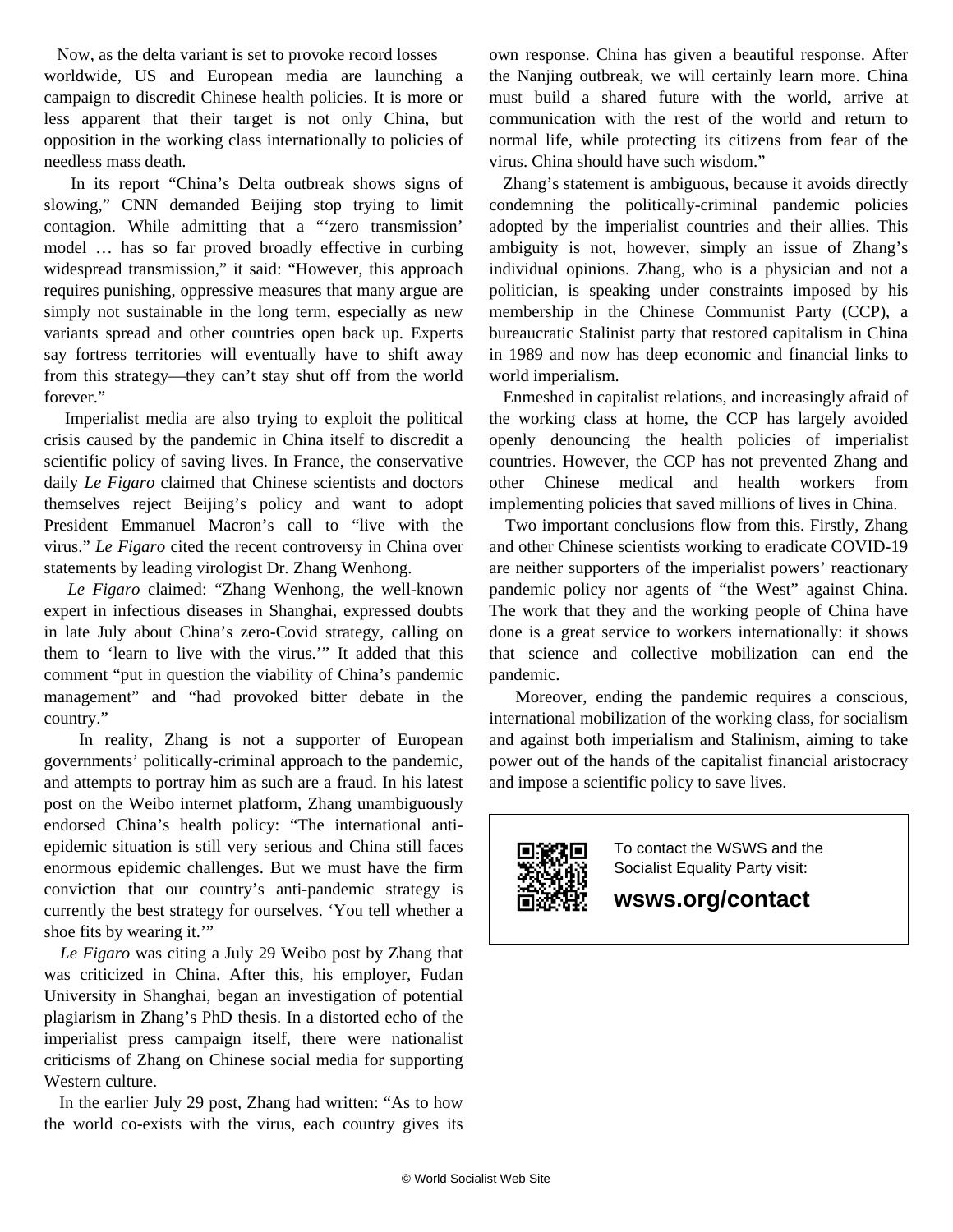Now, as the delta variant is set to provoke record losses worldwide, US and European media are launching a campaign to discredit Chinese health policies. It is more or less apparent that their target is not only China, but opposition in the working class internationally to policies of needless mass death.

In its report "China's Delta outbreak shows signs of slowing," CNN demanded Beijing stop trying to limit contagion. While admitting that a "'zero transmission' model … has so far proved broadly effective in curbing widespread transmission," it said: "However, this approach requires punishing, oppressive measures that many argue are simply not sustainable in the long term, especially as new variants spread and other countries open back up. Experts say fortress territories will eventually have to shift away from this strategy—they can't stay shut off from the world forever."

Imperialist media are also trying to exploit the political crisis caused by the pandemic in China itself to discredit a scientific policy of saving lives. In France, the conservative daily *Le Figaro* claimed that Chinese scientists and doctors themselves reject Beijing's policy and want to adopt President Emmanuel Macron's call to "live with the virus." *Le Figaro* cited the recent controversy in China over statements by leading virologist Dr. Zhang Wenhong.

*Le Figaro* claimed: "Zhang Wenhong, the well-known expert in infectious diseases in Shanghai, expressed doubts in late July about China's zero-Covid strategy, calling on them to 'learn to live with the virus.'" It added that this comment "put in question the viability of China's pandemic management" and "had provoked bitter debate in the country."

In reality, Zhang is not a supporter of European governments' politically-criminal approach to the pandemic, and attempts to portray him as such are a fraud. In his latest post on the Weibo internet platform, Zhang unambiguously endorsed China's health policy: "The international anti-epidemic situation is still very serious and China still faces enormous epidemic challenges. But we must have the firm conviction that our country's anti-pandemic strategy is currently the best strategy for ourselves. 'You tell whether a shoe fits by wearing it.'"

*Le Figaro* was citing a July 29 Weibo post by Zhang that was criticized in China. After this, his employer, Fudan University in Shanghai, began an investigation of potential plagiarism in Zhang's PhD thesis. In a distorted echo of the imperialist press campaign itself, there were nationalist criticisms of Zhang on Chinese social media for supporting Western culture.

In the earlier July 29 post, Zhang had written: "As to how the world co-exists with the virus, each country gives its own response. China has given a beautiful response. After the Nanjing outbreak, we will certainly learn more. China must build a shared future with the world, arrive at communication with the rest of the world and return to normal life, while protecting its citizens from fear of the virus. China should have such wisdom."

Zhang's statement is ambiguous, because it avoids directly condemning the politically-criminal pandemic policies adopted by the imperialist countries and their allies. This ambiguity is not, however, simply an issue of Zhang's individual opinions. Zhang, who is a physician and not a politician, is speaking under constraints imposed by his membership in the Chinese Communist Party (CCP), a bureaucratic Stalinist party that restored capitalism in China in 1989 and now has deep economic and financial links to world imperialism.

Enmeshed in capitalist relations, and increasingly afraid of the working class at home, the CCP has largely avoided openly denouncing the health policies of imperialist countries. However, the CCP has not prevented Zhang and other Chinese medical and health workers from implementing policies that saved millions of lives in China.

Two important conclusions flow from this. Firstly, Zhang and other Chinese scientists working to eradicate COVID-19 are neither supporters of the imperialist powers' reactionary pandemic policy nor agents of "the West" against China. The work that they and the working people of China have done is a great service to workers internationally: it shows that science and collective mobilization can end the pandemic.

Moreover, ending the pandemic requires a conscious, international mobilization of the working class, for socialism and against both imperialism and Stalinism, aiming to take power out of the hands of the capitalist financial aristocracy and impose a scientific policy to save lives.

To contact the WSWS and the Socialist Equality Party visit:

**wsws.org/contact**